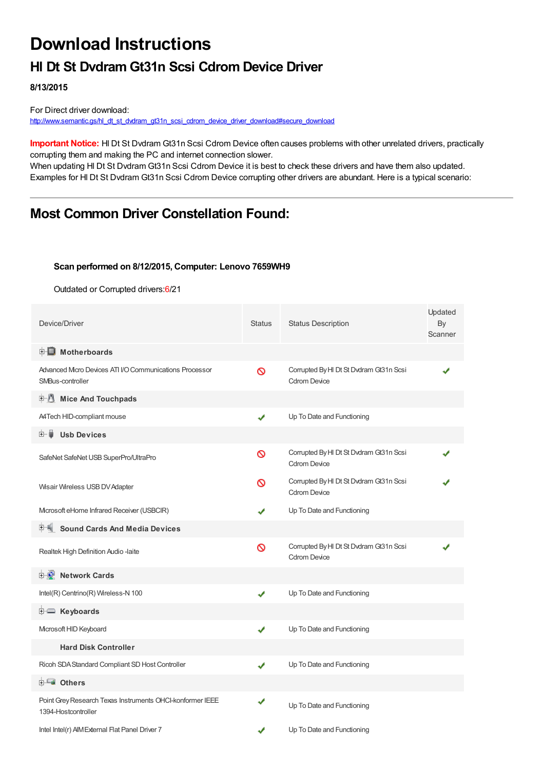# Download Instructions

## Hl Dt St Dvdram Gt31n Scsi Cdrom Device Driver

**8/13/2015**

For Direct driver download:
http://www.semantic.gs/hl_dt_st_dvdram_gt31n_scsi_cdrom_device_driver_download#secure_download

**Important Notice:** Hl Dt St Dvdram Gt31n Scsi Cdrom Device often causes problems with other unrelated drivers, practically corrupting them and making the PC and internet connection slower.
When updating Hl Dt St Dvdram Gt31n Scsi Cdrom Device it is best to check these drivers and have them also updated.
Examples for Hl Dt St Dvdram Gt31n Scsi Cdrom Device corrupting other drivers are abundant. Here is a typical scenario:

---

## Most Common Driver Constellation Found:

**Scan performed on 8/12/2015, Computer: Lenovo 7659WH9**

Outdated or Corrupted drivers:6/21

| Device/Driver | Status | Status Description | Updated By Scanner |
|---|---|---|---|
| **Motherboards** | | | |
| Advanced Micro Devices ATI I/O Communications Processor SMBus-controller | ⛔ | Corrupted By Hl Dt St Dvdram Gt31n Scsi Cdrom Device | ✔ |
| **Mice And Touchpads** | | | |
| A4Tech HID-compliant mouse | ✔ | Up To Date and Functioning | |
| **Usb Devices** | | | |
| SafeNet SafeNet USB SuperPro/UltraPro | ⛔ | Corrupted By Hl Dt St Dvdram Gt31n Scsi Cdrom Device | ✔ |
| Wisair Wireless USB DV Adapter | ⛔ | Corrupted By Hl Dt St Dvdram Gt31n Scsi Cdrom Device | ✔ |
| Microsoft eHome Infrared Receiver (USBCIR) | ✔ | Up To Date and Functioning | |
| **Sound Cards And Media Devices** | | | |
| Realtek High Definition Audio -laite | ⛔ | Corrupted By Hl Dt St Dvdram Gt31n Scsi Cdrom Device | ✔ |
| **Network Cards** | | | |
| Intel(R) Centrino(R) Wireless-N 100 | ✔ | Up To Date and Functioning | |
| **Keyboards** | | | |
| Microsoft HID Keyboard | ✔ | Up To Date and Functioning | |
| **Hard Disk Controller** | | | |
| Ricoh SDA Standard Compliant SD Host Controller | ✔ | Up To Date and Functioning | |
| **Others** | | | |
| Point Grey Research Texas Instruments OHCI-konformer IEEE 1394-Hostcontroller | ✔ | Up To Date and Functioning | |
| Intel Intel(r) AIM External Flat Panel Driver 7 | ✔ | Up To Date and Functioning | |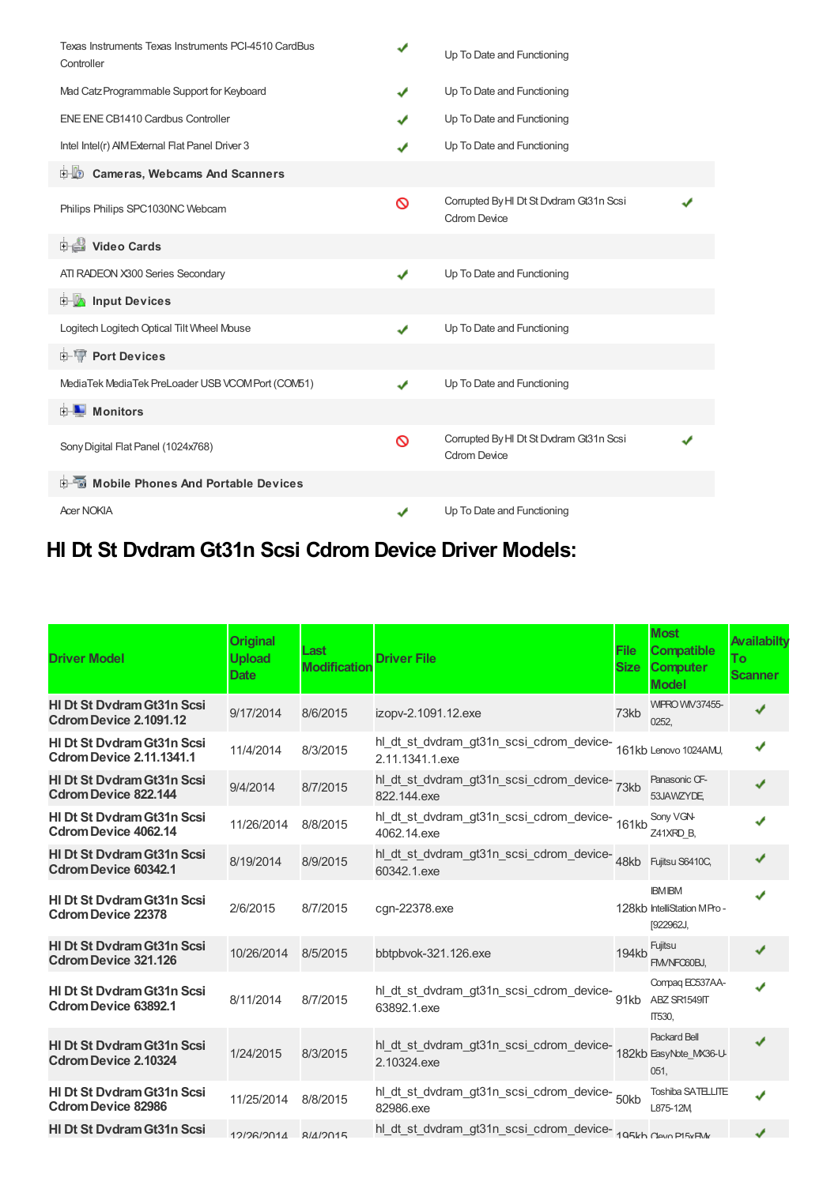| | | | |
|---|---|---|---|
| Texas Instruments Texas Instruments PCI-4510 CardBus Controller | ✔ | Up To Date and Functioning | |
| Mad Catz Programmable Support for Keyboard | ✔ | Up To Date and Functioning | |
| ENE ENE CB1410 Cardbus Controller | ✔ | Up To Date and Functioning | |
| Intel Intel(r) AIM External Flat Panel Driver 3 | ✔ | Up To Date and Functioning | |
| **Cameras, Webcams And Scanners** | | | |
| Philips Philips SPC1030NC Webcam | 🚫 | Corrupted By Hl Dt St Dvdram Gt31n Scsi Cdrom Device | ✔ |
| **Video Cards** | | | |
| ATI RADEON X300 Series Secondary | ✔ | Up To Date and Functioning | |
| **Input Devices** | | | |
| Logitech Logitech Optical Tilt Wheel Mouse | ✔ | Up To Date and Functioning | |
| **Port Devices** | | | |
| MediaTek MediaTek PreLoader USB VCOM Port (COM51) | ✔ | Up To Date and Functioning | |
| **Monitors** | | | |
| Sony Digital Flat Panel (1024x768) | 🚫 | Corrupted By Hl Dt St Dvdram Gt31n Scsi Cdrom Device | ✔ |
| **Mobile Phones And Portable Devices** | | | |
| Acer NOKIA | ✔ | Up To Date and Functioning | |

# Hl Dt St Dvdram Gt31n Scsi Cdrom Device Driver Models:

| Driver Model | Original Upload Date | Last Modification | Driver File | File Size | Most Compatible Computer Model | Availabilty To Scanner |
|---|---|---|---|---|---|---|
| **Hl Dt St Dvdram Gt31n Scsi Cdrom Device 2.1091.12** | 9/17/2014 | 8/6/2015 | izopv-2.1091.12.exe | 73kb | WIPRO WIV37455-0252, | ✔ |
| **Hl Dt St Dvdram Gt31n Scsi Cdrom Device 2.11.1341.1** | 11/4/2014 | 8/3/2015 | hl_dt_st_dvdram_gt31n_scsi_cdrom_device-2.11.1341.1.exe | 161kb | Lenovo 1024AMU, | ✔ |
| **Hl Dt St Dvdram Gt31n Scsi Cdrom Device 822.144** | 9/4/2014 | 8/7/2015 | hl_dt_st_dvdram_gt31n_scsi_cdrom_device-822.144.exe | 73kb | Panasonic CF-53JAWZYDE, | ✔ |
| **Hl Dt St Dvdram Gt31n Scsi Cdrom Device 4062.14** | 11/26/2014 | 8/8/2015 | hl_dt_st_dvdram_gt31n_scsi_cdrom_device-4062.14.exe | 161kb | Sony VGN-Z41XRD_B, | ✔ |
| **Hl Dt St Dvdram Gt31n Scsi Cdrom Device 60342.1** | 8/19/2014 | 8/9/2015 | hl_dt_st_dvdram_gt31n_scsi_cdrom_device-60342.1.exe | 48kb | Fujitsu S6410C, | ✔ |
| **Hl Dt St Dvdram Gt31n Scsi Cdrom Device 22378** | 2/6/2015 | 8/7/2015 | cgn-22378.exe | 128kb | IBM IBM IntelliStation M Pro -[922962J, | ✔ |
| **Hl Dt St Dvdram Gt31n Scsi Cdrom Device 321.126** | 10/26/2014 | 8/5/2015 | bbtpbvok-321.126.exe | 194kb | Fujitsu FMVNFC60BJ, | ✔ |
| **Hl Dt St Dvdram Gt31n Scsi Cdrom Device 63892.1** | 8/11/2014 | 8/7/2015 | hl_dt_st_dvdram_gt31n_scsi_cdrom_device-63892.1.exe | 91kb | Compaq EC537AA-ABZ SR1549IT IT530, | ✔ |
| **Hl Dt St Dvdram Gt31n Scsi Cdrom Device 2.10324** | 1/24/2015 | 8/3/2015 | hl_dt_st_dvdram_gt31n_scsi_cdrom_device-2.10324.exe | 182kb | Packard Bell EasyNote_MX36-U-051, | ✔ |
| **Hl Dt St Dvdram Gt31n Scsi Cdrom Device 82986** | 11/25/2014 | 8/8/2015 | hl_dt_st_dvdram_gt31n_scsi_cdrom_device-82986.exe | 50kb | Toshiba SATELLITE L875-12M, | ✔ |
| **Hl Dt St Dvdram Gt31n Scsi** | 12/26/2014 | 8/4/2015 | hl_dt_st_dvdram_gt31n_scsi_cdrom_device- | 195kb | Clevo P15xEMx | ✔ |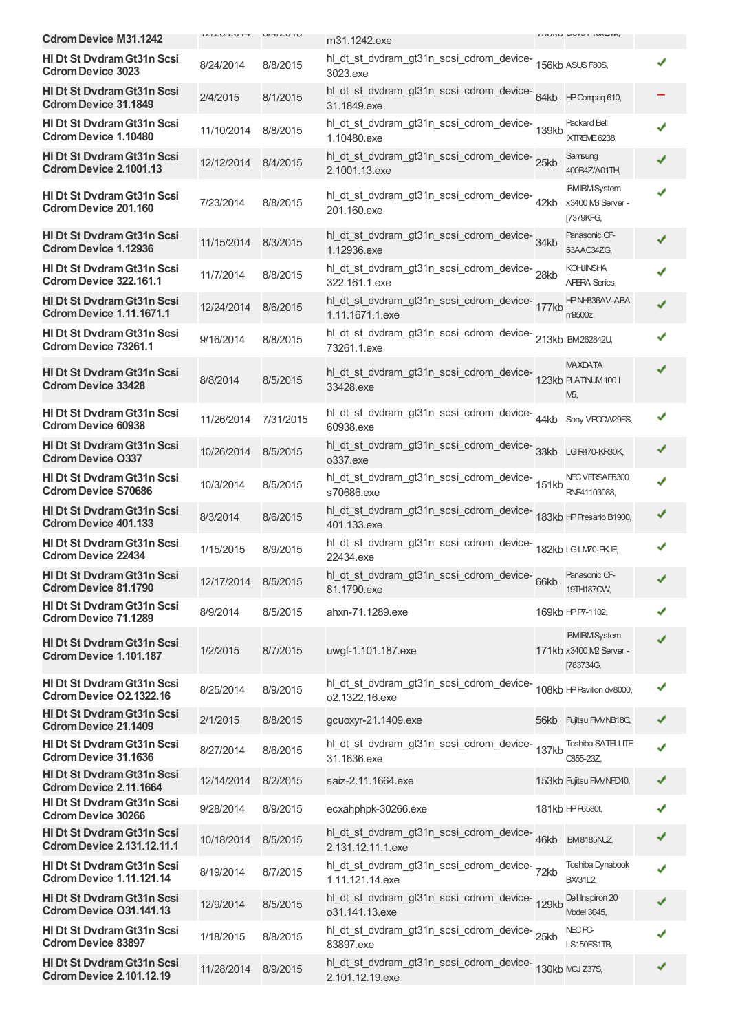| | | | | | | |
|---|---|---|---|---|---|---|
| Hl Dt St Dvdram Gt31n Scsi Cdrom Device M31.1242 | | | hl_dt_st_dvdram_gt31n_scsi_cdrom_device-m31.1242.exe | | | |
| Hl Dt St Dvdram Gt31n Scsi Cdrom Device 3023 | 8/24/2014 | 8/8/2015 | hl_dt_st_dvdram_gt31n_scsi_cdrom_device-3023.exe | 156kb | ASUS F80S, | ✔ |
| Hl Dt St Dvdram Gt31n Scsi Cdrom Device 31.1849 | 2/4/2015 | 8/1/2015 | hl_dt_st_dvdram_gt31n_scsi_cdrom_device-31.1849.exe | 64kb | HP Compaq 610, | − |
| Hl Dt St Dvdram Gt31n Scsi Cdrom Device 1.10480 | 11/10/2014 | 8/8/2015 | hl_dt_st_dvdram_gt31n_scsi_cdrom_device-1.10480.exe | 139kb | Packard Bell IXTREME 6238, | ✔ |
| Hl Dt St Dvdram Gt31n Scsi Cdrom Device 2.1001.13 | 12/12/2014 | 8/4/2015 | hl_dt_st_dvdram_gt31n_scsi_cdrom_device-2.1001.13.exe | 25kb | Samsung 400B4Z/A01TH, | ✔ |
| Hl Dt St Dvdram Gt31n Scsi Cdrom Device 201.160 | 7/23/2014 | 8/8/2015 | hl_dt_st_dvdram_gt31n_scsi_cdrom_device-201.160.exe | 42kb | IBM IBM System x3400 M3 Server -[7379KFG, | ✔ |
| Hl Dt St Dvdram Gt31n Scsi Cdrom Device 1.12936 | 11/15/2014 | 8/3/2015 | hl_dt_st_dvdram_gt31n_scsi_cdrom_device-1.12936.exe | 34kb | Panasonic CF-53AAC34ZG, | ✔ |
| Hl Dt St Dvdram Gt31n Scsi Cdrom Device 322.161.1 | 11/7/2014 | 8/8/2015 | hl_dt_st_dvdram_gt31n_scsi_cdrom_device-322.161.1.exe | 28kb | KOHJINSHA APERA Series, | ✔ |
| Hl Dt St Dvdram Gt31n Scsi Cdrom Device 1.11.1671.1 | 12/24/2014 | 8/6/2015 | hl_dt_st_dvdram_gt31n_scsi_cdrom_device-1.11.1671.1.exe | 177kb | HP NH836AV-ABA m9500z, | ✔ |
| Hl Dt St Dvdram Gt31n Scsi Cdrom Device 73261.1 | 9/16/2014 | 8/8/2015 | hl_dt_st_dvdram_gt31n_scsi_cdrom_device-73261.1.exe | 213kb | IBM 262842U, | ✔ |
| Hl Dt St Dvdram Gt31n Scsi Cdrom Device 33428 | 8/8/2014 | 8/5/2015 | hl_dt_st_dvdram_gt31n_scsi_cdrom_device-33428.exe | 123kb | MAXDATA PLATINUM 100 I M5, | ✔ |
| Hl Dt St Dvdram Gt31n Scsi Cdrom Device 60938 | 11/26/2014 | 7/31/2015 | hl_dt_st_dvdram_gt31n_scsi_cdrom_device-60938.exe | 44kb | Sony VPCCW29FS, | ✔ |
| Hl Dt St Dvdram Gt31n Scsi Cdrom Device O337 | 10/26/2014 | 8/5/2015 | hl_dt_st_dvdram_gt31n_scsi_cdrom_device-o337.exe | 33kb | LG R470-KR30K, | ✔ |
| Hl Dt St Dvdram Gt31n Scsi Cdrom Device S70686 | 10/3/2014 | 8/5/2015 | hl_dt_st_dvdram_gt31n_scsi_cdrom_device-s70686.exe | 151kb | NEC VERSAE6300 RNF41103088, | ✔ |
| Hl Dt St Dvdram Gt31n Scsi Cdrom Device 401.133 | 8/3/2014 | 8/6/2015 | hl_dt_st_dvdram_gt31n_scsi_cdrom_device-401.133.exe | 183kb | HP Presario B1900, | ✔ |
| Hl Dt St Dvdram Gt31n Scsi Cdrom Device 22434 | 1/15/2015 | 8/9/2015 | hl_dt_st_dvdram_gt31n_scsi_cdrom_device-22434.exe | 182kb | LG LM70-PKJE, | ✔ |
| Hl Dt St Dvdram Gt31n Scsi Cdrom Device 81.1790 | 12/17/2014 | 8/5/2015 | hl_dt_st_dvdram_gt31n_scsi_cdrom_device-81.1790.exe | 66kb | Panasonic CF-19TH187QW, | ✔ |
| Hl Dt St Dvdram Gt31n Scsi Cdrom Device 71.1289 | 8/9/2014 | 8/5/2015 | ahxn-71.1289.exe | 169kb | HP P7-1102, | ✔ |
| Hl Dt St Dvdram Gt31n Scsi Cdrom Device 1.101.187 | 1/2/2015 | 8/7/2015 | uwgf-1.101.187.exe | 171kb | IBM IBM System x3400 M2 Server -[783734G, | ✔ |
| Hl Dt St Dvdram Gt31n Scsi Cdrom Device O2.1322.16 | 8/25/2014 | 8/9/2015 | hl_dt_st_dvdram_gt31n_scsi_cdrom_device-o2.1322.16.exe | 108kb | HP Pavilion dv8000, | ✔ |
| Hl Dt St Dvdram Gt31n Scsi Cdrom Device 21.1409 | 2/1/2015 | 8/8/2015 | gcuoxyr-21.1409.exe | 56kb | Fujitsu FMVNB18C, | ✔ |
| Hl Dt St Dvdram Gt31n Scsi Cdrom Device 31.1636 | 8/27/2014 | 8/6/2015 | hl_dt_st_dvdram_gt31n_scsi_cdrom_device-31.1636.exe | 137kb | Toshiba SATELLITE C855-23Z, | ✔ |
| Hl Dt St Dvdram Gt31n Scsi Cdrom Device 2.11.1664 | 12/14/2014 | 8/2/2015 | saiz-2.11.1664.exe | 153kb | Fujitsu FMVNFD40, | ✔ |
| Hl Dt St Dvdram Gt31n Scsi Cdrom Device 30266 | 9/28/2014 | 8/9/2015 | ecxahphpk-30266.exe | 181kb | HP P6580t, | ✔ |
| Hl Dt St Dvdram Gt31n Scsi Cdrom Device 2.131.12.11.1 | 10/18/2014 | 8/5/2015 | hl_dt_st_dvdram_gt31n_scsi_cdrom_device-2.131.12.11.1.exe | 46kb | IBM 8185NUZ, | ✔ |
| Hl Dt St Dvdram Gt31n Scsi Cdrom Device 1.11.121.14 | 8/19/2014 | 8/7/2015 | hl_dt_st_dvdram_gt31n_scsi_cdrom_device-1.11.121.14.exe | 72kb | Toshiba Dynabook BX/31L2, | ✔ |
| Hl Dt St Dvdram Gt31n Scsi Cdrom Device O31.141.13 | 12/9/2014 | 8/5/2015 | hl_dt_st_dvdram_gt31n_scsi_cdrom_device-o31.141.13.exe | 129kb | Dell Inspiron 20 Model 3045, | ✔ |
| Hl Dt St Dvdram Gt31n Scsi Cdrom Device 83897 | 1/18/2015 | 8/8/2015 | hl_dt_st_dvdram_gt31n_scsi_cdrom_device-83897.exe | 25kb | NEC PC-LS150FS1TB, | ✔ |
| Hl Dt St Dvdram Gt31n Scsi Cdrom Device 2.101.12.19 | 11/28/2014 | 8/9/2015 | hl_dt_st_dvdram_gt31n_scsi_cdrom_device-2.101.12.19.exe | 130kb | MCJ Z37S, | ✔ |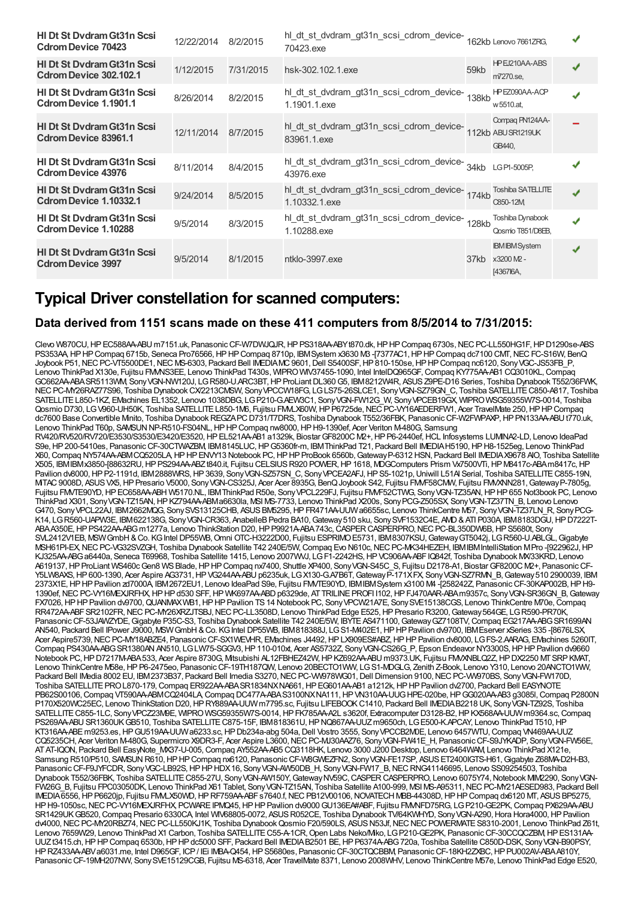| | | | | | | |
|---|---|---|---|---|---|---|
| **Hl Dt St Dvdram Gt31n Scsi Cdrom Device 70423** | 12/22/2014 | 8/2/2015 | hl_dt_st_dvdram_gt31n_scsi_cdrom_device-70423.exe | 162kb | Lenovo 7661ZRG, | ✔ |
| **Hl Dt St Dvdram Gt31n Scsi Cdrom Device 302.102.1** | 1/12/2015 | 7/31/2015 | hsk-302.102.1.exe | 59kb | HP EJ210AA-ABS m7270.se, | ✔ |
| **Hl Dt St Dvdram Gt31n Scsi Cdrom Device 1.1901.1** | 8/26/2014 | 8/2/2015 | hl_dt_st_dvdram_gt31n_scsi_cdrom_device-1.1901.1.exe | 138kb | HP EZ090AA-ACP w5510.at, | ✔ |
| **Hl Dt St Dvdram Gt31n Scsi Cdrom Device 83961.1** | 12/11/2014 | 8/7/2015 | hl_dt_st_dvdram_gt31n_scsi_cdrom_device-83961.1.exe | 112kb | Compaq FN124AA-ABU SR1219UK GB440, | – |
| **Hl Dt St Dvdram Gt31n Scsi Cdrom Device 43976** | 8/11/2014 | 8/4/2015 | hl_dt_st_dvdram_gt31n_scsi_cdrom_device-43976.exe | 34kb | LG P1-5005P, | ✔ |
| **Hl Dt St Dvdram Gt31n Scsi Cdrom Device 1.10332.1** | 9/24/2014 | 8/5/2015 | hl_dt_st_dvdram_gt31n_scsi_cdrom_device-1.10332.1.exe | 174kb | Toshiba SATELLITE C850-12M, | ✔ |
| **Hl Dt St Dvdram Gt31n Scsi Cdrom Device 1.10288** | 9/5/2014 | 8/3/2015 | hl_dt_st_dvdram_gt31n_scsi_cdrom_device-1.10288.exe | 128kb | Toshiba Dynabook Qosmio T851/D8EB, | ✔ |
| **Hl Dt St Dvdram Gt31n Scsi Cdrom Device 3997** | 9/5/2014 | 8/1/2015 | ntklo-3997.exe | 37kb | IBM IBM System x3200 M2 -[4367I6A, | ✔ |

## Typical Driver constellation for scanned computers:

### Data derived from 1151 scans made on these 411 computers from 8/5/2014 to 7/31/2015:

Clevo W870CU, HP EC588AA-ABU m7151.uk, Panasonic CF-W7DWJQJR, HP PS318AA-ABY t870.dk, HP HP Compaq 6730s, NEC PC-LL550HG1F, HP D1290se-ABS PS353AA, HP HP Compaq 6715b, Seneca Pro76566, HP HP Compaq 8710p, IBM System x3630 M3 -[7377AC1, HP HP Compaq dc7100 CMT, NEC FC-S16W, BenQ Joybook P51, NEC PC-VT5500DE1, NEC MS-6303, Packard Bell IMEDIA MC 9601, Dell S5400SF, HP 810-150se, HP HP Compaq nc6120, Sony VGC-JS53FB_P, Lenovo ThinkPad X130e, Fujitsu FMVNS3EE, Lenovo ThinkPad T430s, WIPRO WIV37455-1090, Intel IntelDQ965GF, Compaq KY775AA-AB1 CQ3010KL, Compaq GC662AA-ABA SR5113WM, Sony VGN-NW120J, LG R580-U.ARC3BT, HP ProLiant DL360 G5, IBM 8212W4R, ASUS Z9PE-D16 Series, Toshiba Dynabook T552/36FWK, NEC PC-MY26RAZ77S96, Toshiba Dynabook CX/2213CMSW, Sony VPCCW18FG, LG LS75-26SLCE1, Sony VGN-SZ79GN_C, Toshiba SATELLITE C850-A817, Toshiba SATELLITE L850-1KZ, EMachines EL1352, Lenovo 1038DBG, LG P210-G.AEW3C1, Sony VGN-FW12G_W, Sony VPCEB19GX, WIPRO WSG59355W7S-0014, Toshiba Qosmio D730, LG V960-UH50K, Toshiba SATELLITE L850-1M6, Fujitsu FMVLX60W, HP P6725de, NEC PC-VY16AEDERFW1, Acer TravelMate 250, HP HP Compaq dc7600 Base Convertible Minito, Toshiba Dynabook REGZA PC D731/T7DRS, Toshiba Dynabook T552/36FBK, Panasonic CF-W2FWPAXP, HP PN133AA-ABU t770.uk, Lenovo ThinkPad T60p, SAMSUN NP-R510-FS04NL, HP HP Compaq nw8000, HP H9-1390ef, Acer Veriton M-480G, Samsung RV420/RV520/RV720/E3530/S3530/E3420/E3520, HP EL521AA-AB1 a1329k, Biostar GF8200C M2+, HP P6-2440ef, HCL Infosystems LUMINA2-LD, Lenovo IdeaPad S9e, HP 200-5410es, Panasonic CF-30CTWAZBM, IBM 8145LUC, HP G5360fr-m, IBM ThinkPad T21, Packard Bell IMEDIA H5190, HP H8-1525eg, Lenovo ThinkPad X60, Compaq NY574AA-ABM CQ5205LA, HP HP ENVY13 Notebook PC, HP HP ProBook 6560b, Gateway P-6312 HSN, Packard Bell IMEDIA X9678 AIO, Toshiba Satellite X505, IBM IBM x3850-[88632RU, HP PS294AA-ABZ t840.it, Fujitsu CELSIUS R920 POWER, HP 1618, MDG Computers Prism Vx7500VTi, HP M8417c-ABA m8417c, HP Pavilion dv8000, HP P2-1191d, IBM 2888WRS, HP 3639, Sony VGN-SZ57SN_C, Sony VPCEA2AFJ, HP S5-1021p, Uniwill L51AI Serial, Toshiba SATELLITE C855-19N, MTAC 9008D, ASUS VX5, HP Presario V5000, Sony VGN-CS325J, Acer Acer 8935G, BenQ Joybook S42, Fujitsu FMVF58CMW, Fujitsu FMVXNN281, Gateway P-7805g, Fujitsu FMVTE90YD, HP EC658AA-ABH W5170.NL, IBM ThinkPad R50e, Sony VPCL229FJ, Fujitsu FMVF52CTWG, Sony VGN-TZ35AN, HP HP 655 Not3book PC, Lenovo ThinkPad X301, Sony VGN-TZ15AN, HP KZ794AA-ABM a6630la, MSI MS-7733, Lenovo ThinkPad X200s, Sony PCG-Z505SX, Sony VGN-TZ37TN_B, Lenovo Lenovo G470, Sony VPCL22AJ, IBM 2662MQG, Sony SVS13125CHB, ASUS BM5295, HP FR471AA-UUW a6655sc, Lenovo ThinkCentre M57, Sony VGN-TZ37LN_R, Sony PCG-K14, LG R560-UAPW3E, IBM 622138G, Sony VGN-CR363, AnabelleB Pedra BA10, Gateway 510 sku, Sony SVF1532C4E, AMD & ATI P030A, IBM 8183DGU, HP D7222T-ABA A350E, HP PS422AA-ABG m1277a, Lenovo ThinkStation D20, HP P9921A-ABA 743c, CASPER CASPERPRO, NEC PC-BL350DW6B, HP S5680t, Sony SVL2412V1EB, MSW GmbH & Co. KG Intel DP55WB, Omni OTC-H3222D00, Fujitsu ESPRIMO E5731, IBM 8307KSU, Gateway GT5042j, LG R560-U.ABLGL, Gigabyte MSH61PI-EX, NEC PC-VG32SVZGH, Toshiba Dynabook Satellite T42 240E/5W, Compaq Evo N610c, NEC PC-MK34HEZEH, IBM IBM IntelliStation M Pro -[922962J, HP KJ325AA-ABG a6440a, Seneca T69968, Toshiba Satellite 1415, Lenovo 2007WWJ, LG F1-2242HS, HP VC906AA-ABF IQ842f, Toshiba Dynabook MX33KRD, Lenovo A619137, HP ProLiant WS460c Gen8 WS Blade, HP HP Compaq nx7400, Shuttle XP400, Sony VGN-S45C_S, Fujitsu D2178-A1, Biostar GF8200C M2+, Panasonic CF-Y5LW8AXS, HP 600-1390, Acer Aspire AG3731, HP VG244AA-ABU p6235uk, LG X130-G.A7B6T, Gateway P-171XFX, Sony VGN-SZ7RMN_B, Gateway 510 2900039, IBM 2373X1E, HP HP Pavilion zd7000A, IBM 2672EU1, Lenovo IdeaPad S9e, Fujitsu FMVTE90YD, IBM IBM System x3100 M4 -[258242Z, Panasonic CF-30KAP002B, HP H9-1390ef, NEC PC-VY16MEXJRFHX, HP HP d530 SFF, HP WK697AA-ABD p6329de, AT TRILINE PROFI I102, HP FJ470AAR-ABA m9357c, Sony VGN-SR36GN_B, Gateway FX7026, HP HP Pavilion dv9700, QUANMAX WB1, HP HP Pavilion TS 14 Notebook PC, Sony VPCW21A7E, Sony SVE15138CGS, Lenovo ThinkCentre M70e, Compaq RR472AA-ABF SR2102FR, NEC PC-MY26XRZJTSBJ, NEC PC-LL3508D, Lenovo ThinkPad Edge E525, HP Presario R3200, Gateway 564GE, LG R590-PR70K, Panasonic CF-53JAWZYDE, Gigabyte P35C-S3, Toshiba Dynabook Satellite T42 240E/5W, IBYTE AS471100, Gateway GZ7108TV, Compaq EG217AA-ABG SR1699AN AN540, Packard Bell IPower J9000, MSW GmbH & Co. KG Intel DP55WB, IBM 818388J, LG S1-M402E1, HP HP Pavilion dv9700, IBM Eserver xSeries 335 -[8676LSX, Acer Aspire5739, NEC PC-MY18ABZE4, Panasonic CF-SX1WEVHR, EMachines J4492, HP LX909ES#ABZ, HP HP Pavilion dv8000, LG FS-2.AARAG, EMachines 5260IT, Compaq PS430AA-ABG SR1380AN AN510, LG LW75-SGGV3, HP 110-010xt, Acer AS5732Z, Sony VGN-CS26G_P, Epson Endeavor NY3300S, HP HP Pavilion dv9660 Notebook PC, HP D7217M-ABA 533, Acer Aspire 8730G, Mitsubishi AL12FBHEZ42W, HP KZ692AA-ABU m9373.UK, Fujitsu FMVXNBLQ2Z, HP DX2250 MT SRP KMAT, Lenovo ThinkCentre M58e, HP P6-2475eo, Panasonic CF-19TH187QW, Lenovo 20BECTO1WW, LG S1-MDGLG, Zenith Z-Book, Lenovo Y310, Lenovo 20ANCTO1WW, Packard Bell IMedia 8002 EU, IBM 2373B37, Packard Bell Imedia S3270, NEC PC-VW978WG01, Dell Dimension 9100, NEC PC-VW970BS, Sony VGN-FW170D, Toshiba SATELLITE PRO L870-179, Compaq ER922AA-ABA SR1834NX NA661, HP EG601AA-AB1 a1212k, HP HP Pavilion dv2700, Packard Bell EASYNOTE PB62S00106, Compaq VT590AA-ABM CQ2404LA, Compaq DC477A-ABA S3100NX NA111, HP VN310AA-UUG HPE-020be, HP GG020AA-AB3 g3085l, Compaq P2800N P170X520WC25EC, Lenovo ThinkStation D20, HP RY889AA-UUW m7795.sc, Fujitsu LIFEBOOK C1410, Packard Bell IMEDIA B2218 UK, Sony VGN-TZ92S, Toshiba SATELLITE C855-1LC, Sony VPCZ23M9E, WIPRO WSG59355W7S-0014, HP FK785AA-A2L s3620f, Extracomputer D3128-B2, HP KX568AA-UUW m9364.sc, Compaq PS269AA-ABU SR1360UK GB510, Toshiba SATELLITE C875-15F, IBM 818361U, HP NQ867AA-UUZ m9650ch, LG E500-K.APCAY, Lenovo ThinkPad T510, HP KT316AA-ABE m9253.es, HP GU519AA-UUW a6233.sc, HP Db234a-abg 504a, Dell Vostro 3555, Sony VPCCB2M0E, Lenovo 6457WTU, Compaq VN469AA-UUZ CQ5235CH, Acer Veriton M-480G, Supermicro X9DR3-F, Acer Aspire L3600, NEC PC-MJ30AAZ76, Sony VGN-FW41E_H, Panasonic CF-S9JYKADP, Sony VGN-FW56E, AT AT-IQON, Packard Bell EasyNote_MX37-U-005, Compaq AY552AA-AB5 CQ3118HK, Lenovo 3000 J200 Desktop, Lenovo 6464WAM, Lenovo ThinkPad X121e, Samsung R510/P510, SAMSUN R610, HP HP Compaq nx6120, Panasonic CF-W8GWEZFN2, Sony VGN-FE17SP, ASUS ET2400IGTS-H61, Gigabyte Z68MA-D2H-B3, Panasonic CF-F9JYFCDR, Sony VGC-LB92S, HP HP HDX 16, Sony VGN-AW50DB_H, Sony VGN-FW17_B, NEC RNG41146695, Lenovo SS09254503, Toshiba Dynabook T552/36FBK, Toshiba SATELLITE C855-27U, Sony VGN-AW150Y, Gateway NV59C, CASPER CASPERPRO, Lenovo 6075Y74, Notebook MIM2290, Sony VGN-FW26G_B, Fujitsu FPC03050DK, Lenovo ThinkPad X61 Tablet, Sony VGN-TZ15AN, Toshiba Satellite A100-999, MSI MS-A95311, NEC PC-MY21AESED983, Packard Bell IMEDIA 6556, HP P6620jp, Fujitsu FMVLX50WD, HP RF759AA-ABF s7640.f, NEC PB12V00106, NOVATECH MBB-44308D, HP HP Compaq dx6120 MT, ASUS BP5275, HP H9-1050sc, NEC PC-VY16MEXJRFHX, PCWARE IPMQ45, HP HP Pavilion dv9000 GU136EA#ABF, Fujitsu FMVNFD75RG, LG P210-GE2PK, Compaq PX629AA-ABU SR1429UK GB520, Compaq Presario 6330CA, Intel WIV68805-0072, ASUS R052CE, Toshiba Dynabook TV/64KWHYD, Sony VGN-A290, Hora Hora4000, HP Pavilion dv4000, NEC PC-MY20RBZ74, NEC PC-LL550KJ1K, Toshiba Dynabook Qosmio F20/590LS, ASUS N53Jf, NEC NEC POWERMATE S8310-2001, Lenovo ThinkPad Z61t, Lenovo 7659W29, Lenovo ThinkPad X1 Carbon, Toshiba SATELLITE C55-A-1CR, Open Labs Neko/Miko, LG P210-GE2PK, Panasonic CF-30CCQCZBM, HP ES131AA-UUZ t3415.ch, HP HP Compaq 6530b, HP HP dc5000 SFF, Packard Bell IMEDIA B2501 BE, HP P6374A-ABG 720a, Toshiba Satellite C850D-DSK, Sony VGN-B90PSY, HP RZ433AA-ABV a6031.me, Intel D965GF, ICP / IEi IMBA-Q454, HP S5680es, Panasonic CF-30CTQCBBM, Panasonic CF-18KH2ZXBC, HP PU002AV-ABA A810Y, Panasonic CF-19MH207NW, Sony SVE15129CGB, Fujitsu MS-6318, Acer TravelMate 8371, Lenovo 2008WHV, Lenovo ThinkCentre M57e, Lenovo ThinkPad Edge E520,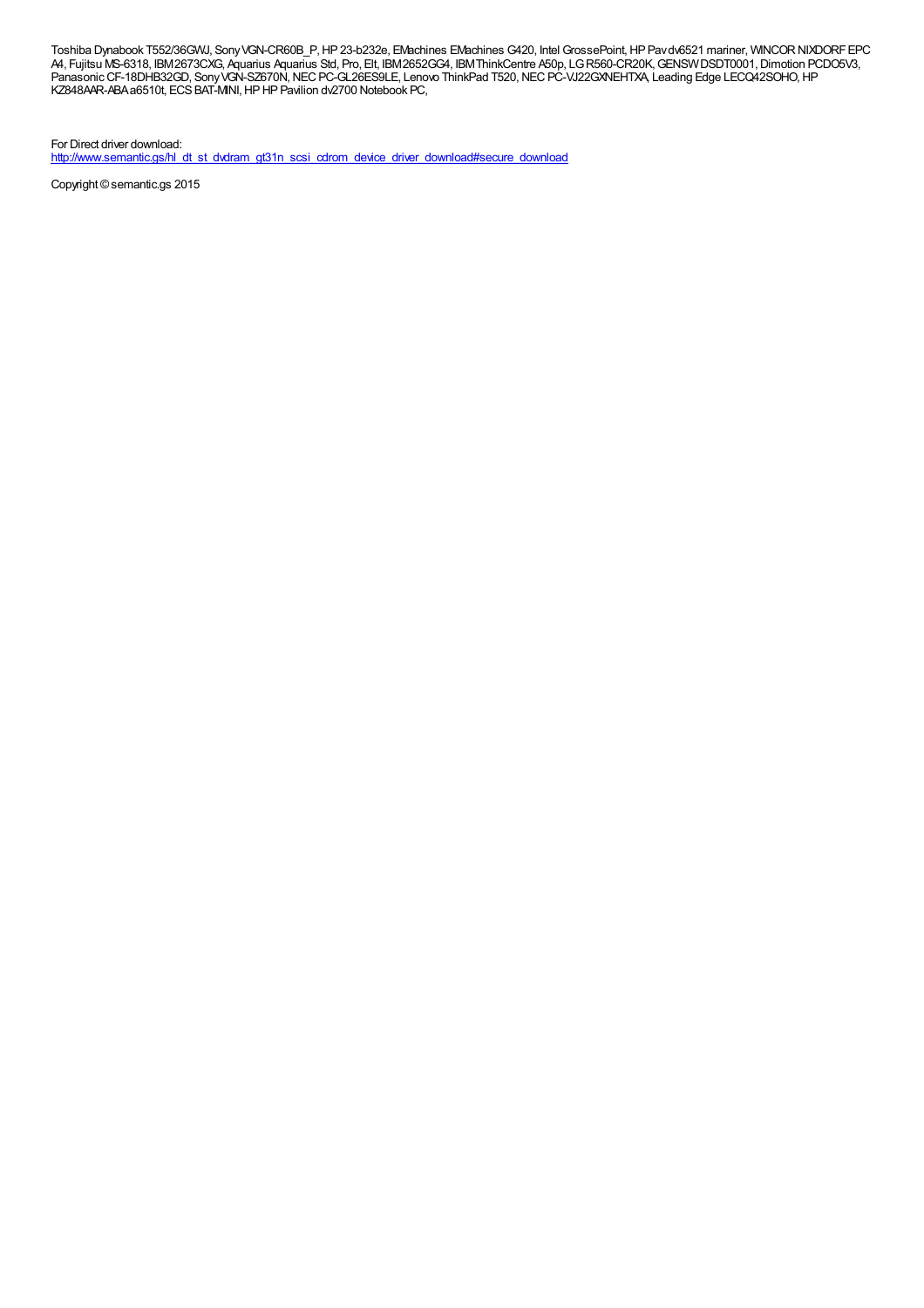Toshiba Dynabook T552/36GWJ, Sony VGN-CR60B_P, HP 23-b232e, EMachines EMachines G420, Intel GrossePoint, HP Pav dv6521 mariner, WINCOR NIXDORF EPC A4, Fujitsu MS-6318, IBM 2673CXG, Aquarius Aquarius Std, Pro, Elt, IBM 2652GG4, IBM ThinkCentre A50p, LG R560-CR20K, GENSW DSDT0001, Dimotion PCDO5V3, Panasonic CF-18DHB32GD, Sony VGN-SZ670N, NEC PC-GL26ES9LE, Lenovo ThinkPad T520, NEC PC-VJ22GXNEHTXA, Leading Edge LECQ42SOHO, HP KZ848AAR-ABA a6510t, ECS BAT-MINI, HP HP Pavilion dv2700 Notebook PC,

For Direct driver download:
http://www.semantic.gs/hl_dt_st_dvdram_gt31n_scsi_cdrom_device_driver_download#secure_download

Copyright © semantic.gs 2015